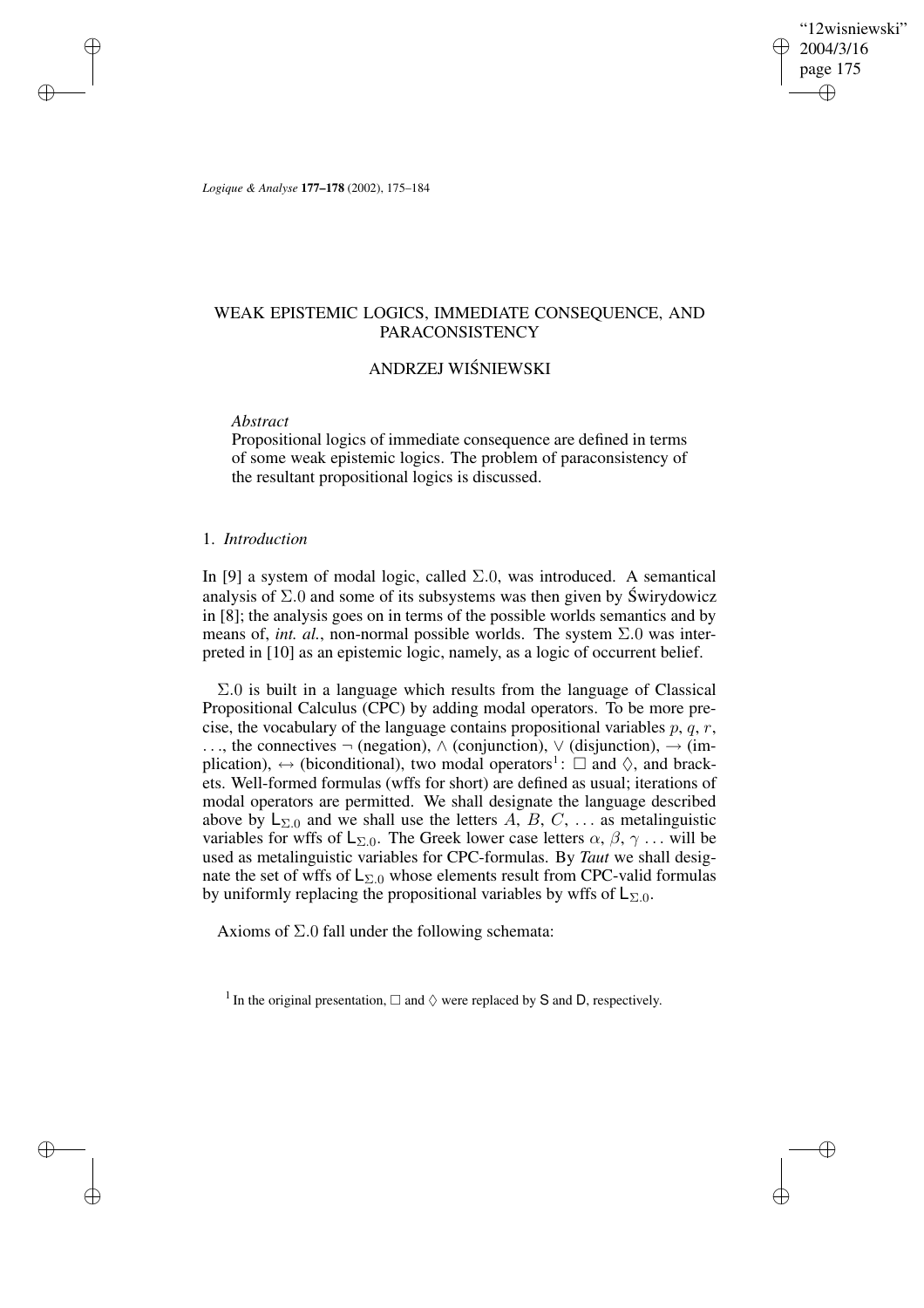# WEAK EPISTEMIC LOGICS, IMMEDIATE CONSEQUENCE, AND PARACONSISTENCY

## ANDRZEJ WIŚNIEWSKI

*Abstract*

Propositional logics of immediate consequence are defined in terms of some weak epistemic logics. The problem of paraconsistency of the resultant propositional logics is discussed.

### 1. *Introduction*

In [9] a system of modal logic, called $\Sigma.0$, was introduced. A semantical analysis of $\Sigma.0$ and some of its subsystems was then given by Świrydowicz in [8]; the analysis goes on in terms of the possible worlds semantics and by means of, *int. al.*, non-normal possible worlds. The system $\Sigma.0$ was interpreted in [10] as an epistemic logic, namely, as a logic of occurrent belief.

$\Sigma.0$ is built in a language which results from the language of Classical Propositional Calculus (CPC) by adding modal operators. To be more precise, the vocabulary of the language contains propositional variables $p$, $q$, $r$, ..., the connectives $\neg$ (negation), $\wedge$ (conjunction), $\vee$ (disjunction), $\rightarrow$ (implication), $\leftrightarrow$ (biconditional), two modal operators[1]: $\Box$ and $\Diamond$, and brackets. Well-formed formulas (wffs for short) are defined as usual; iterations of modal operators are permitted. We shall designate the language described above by $\mathsf{L}_{\Sigma.0}$ and we shall use the letters $A$, $B$, $C$, ... as metalinguistic variables for wffs of $\mathsf{L}_{\Sigma.0}$. The Greek lower case letters $\alpha$, $\beta$, $\gamma$ ... will be used as metalinguistic variables for CPC-formulas. By *Taut* we shall designate the set of wffs of $\mathsf{L}_{\Sigma.0}$ whose elements result from CPC-valid formulas by uniformly replacing the propositional variables by wffs of $\mathsf{L}_{\Sigma.0}$.

Axioms of $\Sigma.0$ fall under the following schemata:

[1] In the original presentation, $\Box$ and $\Diamond$ were replaced by $\mathsf{S}$ and $\mathsf{D}$, respectively.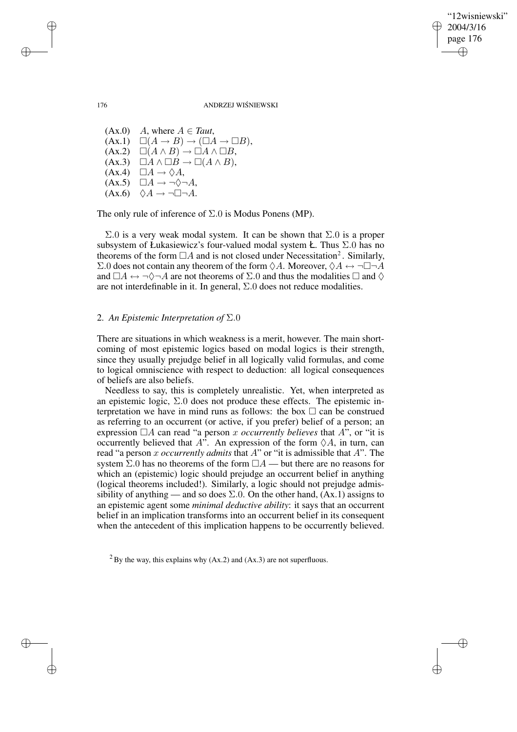(Ax.0) $A$, where $A \in \mathit{Taut}$,
(Ax.1) $\Box(A \rightarrow B) \rightarrow (\Box A \rightarrow \Box B)$,
(Ax.2) $\Box(A \wedge B) \rightarrow \Box A \wedge \Box B$,
(Ax.3) $\Box A \wedge \Box B \rightarrow \Box(A \wedge B)$,
(Ax.4) $\Box A \rightarrow \Diamond A$,
(Ax.5) $\Box A \rightarrow \neg\Diamond\neg A$,
(Ax.6) $\Diamond A \rightarrow \neg\Box\neg A$.

The only rule of inference of $\Sigma.0$ is Modus Ponens (MP).

$\Sigma.0$ is a very weak modal system. It can be shown that $\Sigma.0$ is a proper subsystem of Łukasiewicz's four-valued modal system Ł. Thus $\Sigma.0$ has no theorems of the form $\Box A$ and is not closed under Necessitation[2]. Similarly, $\Sigma.0$ does not contain any theorem of the form $\Diamond A$. Moreover, $\Diamond A \leftrightarrow \neg\Box\neg A$ and $\Box A \leftrightarrow \neg\Diamond\neg A$ are not theorems of $\Sigma.0$ and thus the modalities $\Box$ and $\Diamond$ are not interdefinable in it. In general, $\Sigma.0$ does not reduce modalities.

## 2. *An Epistemic Interpretation of* $\Sigma.0$

There are situations in which weakness is a merit, however. The main shortcoming of most epistemic logics based on modal logics is their strength, since they usually prejudge belief in all logically valid formulas, and come to logical omniscience with respect to deduction: all logical consequences of beliefs are also beliefs.

Needless to say, this is completely unrealistic. Yet, when interpreted as an epistemic logic, $\Sigma.0$ does not produce these effects. The epistemic interpretation we have in mind runs as follows: the box $\Box$ can be construed as referring to an occurrent (or active, if you prefer) belief of a person; an expression $\Box A$ can read "a person $x$ *occurrently believes* that $A$", or "it is occurrently believed that $A$". An expression of the form $\Diamond A$, in turn, can read "a person $x$ *occurrently admits* that $A$" or "it is admissible that $A$". The system $\Sigma.0$ has no theorems of the form $\Box A$ — but there are no reasons for which an (epistemic) logic should prejudge an occurrent belief in anything (logical theorems included!). Similarly, a logic should not prejudge admissibility of anything — and so does $\Sigma.0$. On the other hand, (Ax.1) assigns to an epistemic agent some *minimal deductive ability*: it says that an occurrent belief in an implication transforms into an occurrent belief in its consequent when the antecedent of this implication happens to be occurrently believed.

[2] By the way, this explains why (Ax.2) and (Ax.3) are not superfluous.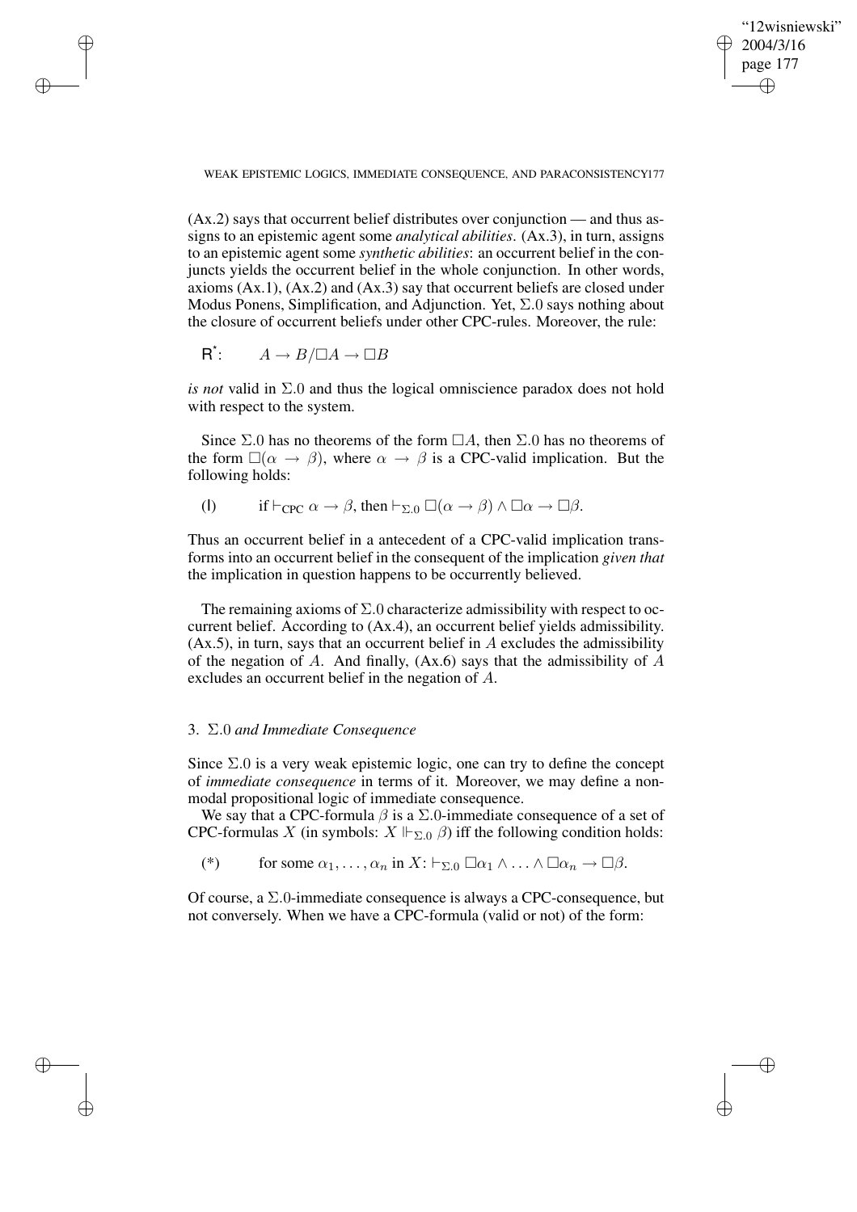(Ax.2) says that occurrent belief distributes over conjunction — and thus assigns to an epistemic agent some *analytical abilities*. (Ax.3), in turn, assigns to an epistemic agent some *synthetic abilities*: an occurrent belief in the conjuncts yields the occurrent belief in the whole conjunction. In other words, axioms (Ax.1), (Ax.2) and (Ax.3) say that occurrent beliefs are closed under Modus Ponens, Simplification, and Adjunction. Yet, $\Sigma.0$ says nothing about the closure of occurrent beliefs under other CPC-rules. Moreover, the rule:

$\mathsf{R}^{\star}$: $\quad A \to B / \Box A \to \Box B$

*is not* valid in $\Sigma.0$ and thus the logical omniscience paradox does not hold with respect to the system.

Since $\Sigma.0$ has no theorems of the form $\Box A$, then $\Sigma.0$ has no theorems of the form $\Box(\alpha \to \beta)$, where $\alpha \to \beta$ is a CPC-valid implication. But the following holds:

(I) $\quad$ if $\vdash_{\text{CPC}} \alpha \to \beta$, then $\vdash_{\Sigma.0} \Box(\alpha \to \beta) \wedge \Box\alpha \to \Box\beta$.

Thus an occurrent belief in a antecedent of a CPC-valid implication transforms into an occurrent belief in the consequent of the implication *given that* the implication in question happens to be occurrently believed.

The remaining axioms of $\Sigma.0$ characterize admissibility with respect to occurrent belief. According to (Ax.4), an occurrent belief yields admissibility. (Ax.5), in turn, says that an occurrent belief in $A$ excludes the admissibility of the negation of $A$. And finally, (Ax.6) says that the admissibility of $A$ excludes an occurrent belief in the negation of $A$.

## 3. $\Sigma.0$ *and Immediate Consequence*

Since $\Sigma.0$ is a very weak epistemic logic, one can try to define the concept of *immediate consequence* in terms of it. Moreover, we may define a non-modal propositional logic of immediate consequence.

We say that a CPC-formula $\beta$ is a $\Sigma.0$-immediate consequence of a set of CPC-formulas $X$ (in symbols: $X \Vdash_{\Sigma.0} \beta$) iff the following condition holds:

(*) $\quad$ for some $\alpha_1, \ldots, \alpha_n$ in $X$: $\vdash_{\Sigma.0} \Box\alpha_1 \wedge \ldots \wedge \Box\alpha_n \to \Box\beta$.

Of course, a $\Sigma.0$-immediate consequence is always a CPC-consequence, but not conversely. When we have a CPC-formula (valid or not) of the form: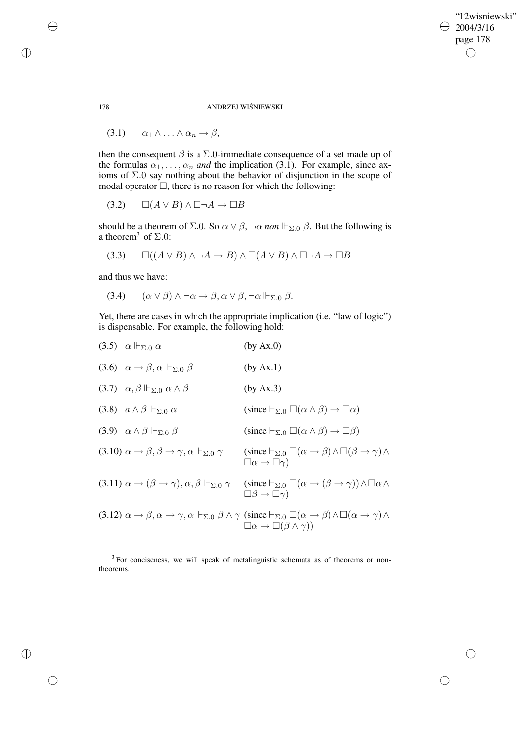$$(3.1) \qquad \alpha_1 \wedge \ldots \wedge \alpha_n \rightarrow \beta,$$

then the consequent $\beta$ is a $\Sigma.0$-immediate consequence of a set made up of the formulas $\alpha_1, \ldots, \alpha_n$ *and* the implication (3.1). For example, since axioms of $\Sigma.0$ say nothing about the behavior of disjunction in the scope of modal operator $\Box$, there is no reason for which the following:

$$(3.2) \qquad \Box(A \vee B) \wedge \Box\neg A \rightarrow \Box B$$

should be a theorem of $\Sigma.0$. So $\alpha \vee \beta, \neg\alpha$ *non* $\Vdash_{\Sigma.0} \beta$. But the following is a theorem[3] of $\Sigma.0$:

$$(3.3) \qquad \Box((A \vee B) \wedge \neg A \rightarrow B) \wedge \Box(A \vee B) \wedge \Box\neg A \rightarrow \Box B$$

and thus we have:

$$(3.4) \qquad (\alpha \vee \beta) \wedge \neg\alpha \rightarrow \beta, \alpha \vee \beta, \neg\alpha \Vdash_{\Sigma.0} \beta.$$

Yet, there are cases in which the appropriate implication (i.e. "law of logic") is dispensable. For example, the following hold:

(3.5) $\alpha \Vdash_{\Sigma.0} \alpha$ (by Ax.0)

(3.6) $\alpha \rightarrow \beta, \alpha \Vdash_{\Sigma.0} \beta$ (by Ax.1)

(3.7) $\alpha, \beta \Vdash_{\Sigma.0} \alpha \wedge \beta$ (by Ax.3)

(3.8) $a \wedge \beta \Vdash_{\Sigma.0} \alpha$ (since $\vdash_{\Sigma.0} \Box(\alpha \wedge \beta) \rightarrow \Box\alpha$)

(3.9) $\alpha \wedge \beta \Vdash_{\Sigma.0} \beta$ (since $\vdash_{\Sigma.0} \Box(\alpha \wedge \beta) \rightarrow \Box\beta$)

(3.10) $\alpha \rightarrow \beta, \beta \rightarrow \gamma, \alpha \Vdash_{\Sigma.0} \gamma$ (since $\vdash_{\Sigma.0} \Box(\alpha \rightarrow \beta) \wedge \Box(\beta \rightarrow \gamma) \wedge \Box\alpha \rightarrow \Box\gamma$)

(3.11) $\alpha \rightarrow (\beta \rightarrow \gamma), \alpha, \beta \Vdash_{\Sigma.0} \gamma$ (since $\vdash_{\Sigma.0} \Box(\alpha \rightarrow (\beta \rightarrow \gamma)) \wedge \Box\alpha \wedge \Box\beta \rightarrow \Box\gamma$)

(3.12) $\alpha \rightarrow \beta, \alpha \rightarrow \gamma, \alpha \Vdash_{\Sigma.0} \beta \wedge \gamma$ (since $\vdash_{\Sigma.0} \Box(\alpha \rightarrow \beta) \wedge \Box(\alpha \rightarrow \gamma) \wedge \Box\alpha \rightarrow \Box(\beta \wedge \gamma)$)

[3] For conciseness, we will speak of metalinguistic schemata as of theorems or non-theorems.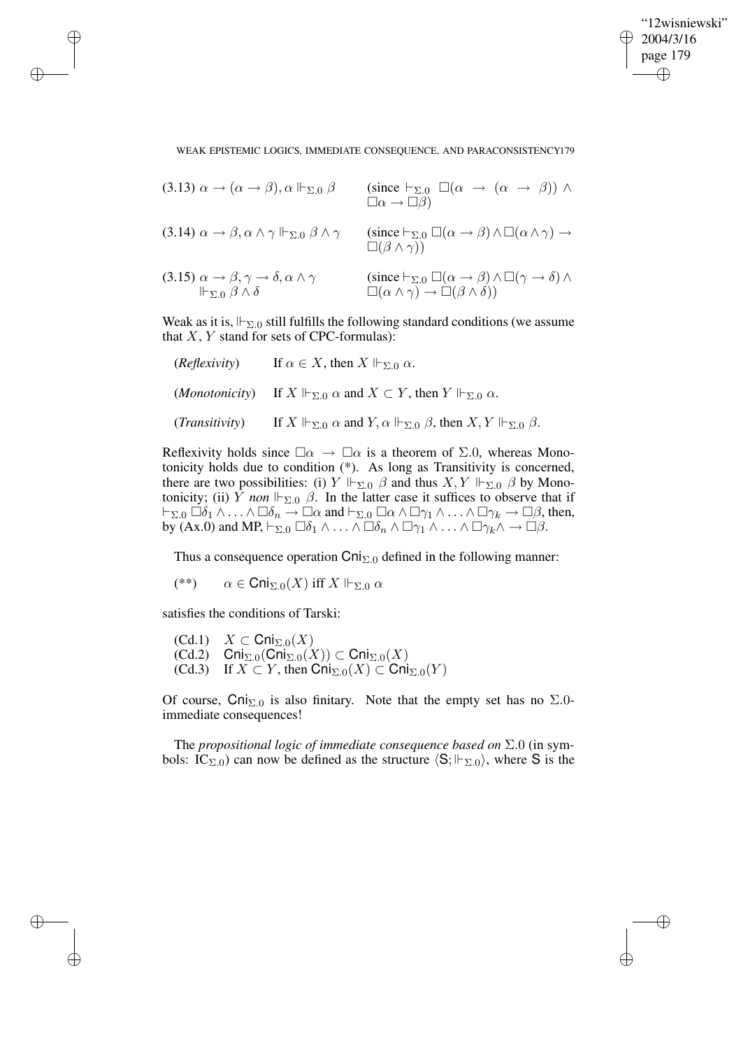(3.13) $\alpha \rightarrow (\alpha \rightarrow \beta), \alpha \Vdash_{\Sigma.0} \beta$ (since $\vdash_{\Sigma.0} \Box(\alpha \rightarrow (\alpha \rightarrow \beta)) \wedge \Box\alpha \rightarrow \Box\beta$)

(3.14) $\alpha \rightarrow \beta, \alpha \wedge \gamma \Vdash_{\Sigma.0} \beta \wedge \gamma$ (since $\vdash_{\Sigma.0} \Box(\alpha \rightarrow \beta) \wedge \Box(\alpha \wedge \gamma) \rightarrow \Box(\beta \wedge \gamma)$)

(3.15) $\alpha \rightarrow \beta, \gamma \rightarrow \delta, \alpha \wedge \gamma \Vdash_{\Sigma.0} \beta \wedge \delta$ (since $\vdash_{\Sigma.0} \Box(\alpha \rightarrow \beta) \wedge \Box(\gamma \rightarrow \delta) \wedge \Box(\alpha \wedge \gamma) \rightarrow \Box(\beta \wedge \delta)$)

Weak as it is, $\Vdash_{\Sigma.0}$ still fulfills the following standard conditions (we assume that $X$, $Y$ stand for sets of CPC-formulas):

(*Reflexivity*) If $\alpha \in X$, then $X \Vdash_{\Sigma.0} \alpha$.

(*Monotonicity*) If $X \Vdash_{\Sigma.0} \alpha$ and $X \subset Y$, then $Y \Vdash_{\Sigma.0} \alpha$.

(*Transitivity*) If $X \Vdash_{\Sigma.0} \alpha$ and $Y, \alpha \Vdash_{\Sigma.0} \beta$, then $X, Y \Vdash_{\Sigma.0} \beta$.

Reflexivity holds since $\Box\alpha \rightarrow \Box\alpha$ is a theorem of $\Sigma.0$, whereas Monotonicity holds due to condition (*). As long as Transitivity is concerned, there are two possibilities: (i) $Y \Vdash_{\Sigma.0} \beta$ and thus $X, Y \Vdash_{\Sigma.0} \beta$ by Monotonicity; (ii) $Y$ *non* $\Vdash_{\Sigma.0} \beta$. In the latter case it suffices to observe that if $\vdash_{\Sigma.0} \Box\delta_1 \wedge \ldots \wedge \Box\delta_n \rightarrow \Box\alpha$ and $\vdash_{\Sigma.0} \Box\alpha \wedge \Box\gamma_1 \wedge \ldots \wedge \Box\gamma_k \rightarrow \Box\beta$, then, by (Ax.0) and MP, $\vdash_{\Sigma.0} \Box\delta_1 \wedge \ldots \wedge \Box\delta_n \wedge \Box\gamma_1 \wedge \ldots \wedge \Box\gamma_k \wedge \rightarrow \Box\beta$.

Thus a consequence operation $\mathsf{Cni}_{\Sigma.0}$ defined in the following manner:

(**) $\quad \alpha \in \mathsf{Cni}_{\Sigma.0}(X)$ iff $X \Vdash_{\Sigma.0} \alpha$

satisfies the conditions of Tarski:

(Cd.1) $\quad X \subset \mathsf{Cni}_{\Sigma.0}(X)$
(Cd.2) $\quad \mathsf{Cni}_{\Sigma.0}(\mathsf{Cni}_{\Sigma.0}(X)) \subset \mathsf{Cni}_{\Sigma.0}(X)$
(Cd.3) $\quad$ If $X \subset Y$, then $\mathsf{Cni}_{\Sigma.0}(X) \subset \mathsf{Cni}_{\Sigma.0}(Y)$

Of course, $\mathsf{Cni}_{\Sigma.0}$ is also finitary. Note that the empty set has no $\Sigma.0$-immediate consequences!

The *propositional logic of immediate consequence based on* $\Sigma.0$ (in symbols: $\mathrm{IC}_{\Sigma.0}$) can now be defined as the structure $\langle \mathsf{S}; \Vdash_{\Sigma.0} \rangle$, where $\mathsf{S}$ is the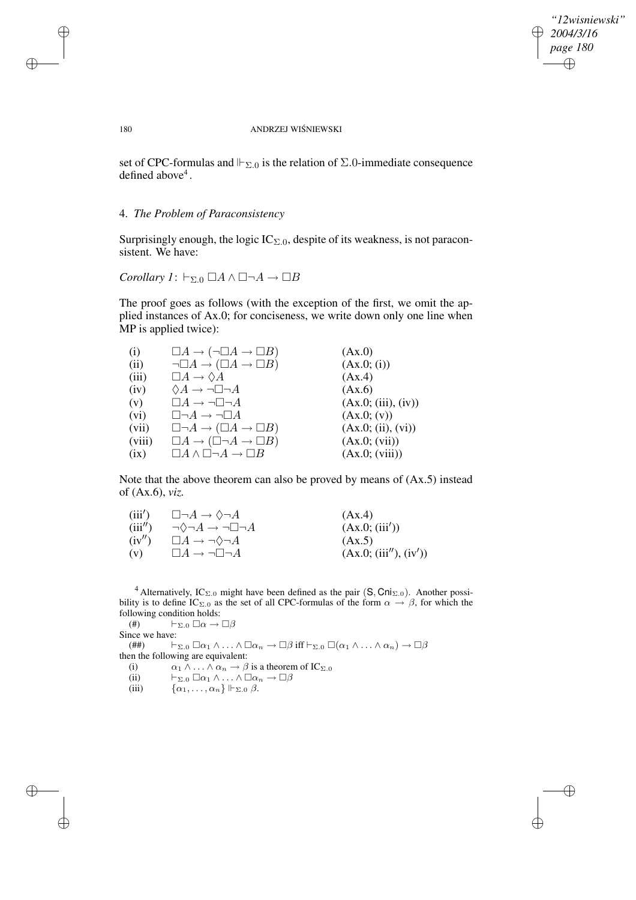set of CPC-formulas and $\Vdash_{\Sigma.0}$ is the relation of $\Sigma.0$-immediate consequence defined above[4].

## 4. *The Problem of Paraconsistency*

Surprisingly enough, the logic $\mathrm{IC}_{\Sigma.0}$, despite of its weakness, is not paraconsistent. We have:

*Corollary 1*: $\vdash_{\Sigma.0} \Box A \wedge \Box\neg A \rightarrow \Box B$

The proof goes as follows (with the exception of the first, we omit the applied instances of Ax.0; for conciseness, we write down only one line when MP is applied twice):

| | | |
|---|---|---|
| (i) | $\Box A \rightarrow (\neg\Box A \rightarrow \Box B)$ | (Ax.0) |
| (ii) | $\neg\Box A \rightarrow (\Box A \rightarrow \Box B)$ | (Ax.0; (i)) |
| (iii) | $\Box A \rightarrow \Diamond A$ | (Ax.4) |
| (iv) | $\Diamond A \rightarrow \neg\Box\neg A$ | (Ax.6) |
| (v) | $\Box A \rightarrow \neg\Box\neg A$ | (Ax.0; (iii), (iv)) |
| (vi) | $\Box\neg A \rightarrow \neg\Box A$ | (Ax.0; (v)) |
| (vii) | $\Box\neg A \rightarrow (\Box A \rightarrow \Box B)$ | (Ax.0; (ii), (vi)) |
| (viii) | $\Box A \rightarrow (\Box\neg A \rightarrow \Box B)$ | (Ax.0; (vii)) |
| (ix) | $\Box A \wedge \Box\neg A \rightarrow \Box B$ | (Ax.0; (viii)) |

Note that the above theorem can also be proved by means of (Ax.5) instead of (Ax.6), *viz.*

| | | |
|---|---|---|
| (iii′) | $\Box\neg A \rightarrow \Diamond\neg A$ | (Ax.4) |
| (iii″) | $\neg\Diamond\neg A \rightarrow \neg\Box\neg A$ | (Ax.0; (iii′)) |
| (iv″) | $\Box A \rightarrow \neg\Diamond\neg A$ | (Ax.5) |
| (v) | $\Box A \rightarrow \neg\Box\neg A$ | (Ax.0; (iii″), (iv′)) |

[4] Alternatively, $\mathrm{IC}_{\Sigma.0}$ might have been defined as the pair $(\mathsf{S}, \mathsf{Cni}_{\Sigma.0})$. Another possibility is to define $\mathrm{IC}_{\Sigma.0}$ as the set of all CPC-formulas of the form $\alpha \rightarrow \beta$, for which the following condition holds:

(#) $\vdash_{\Sigma.0} \Box\alpha \rightarrow \Box\beta$

Since we have:

(##) $\vdash_{\Sigma.0} \Box\alpha_1 \wedge \ldots \wedge \Box\alpha_n \rightarrow \Box\beta$ iff $\vdash_{\Sigma.0} \Box(\alpha_1 \wedge \ldots \wedge \alpha_n) \rightarrow \Box\beta$

then the following are equivalent:

(i) $\alpha_1 \wedge \ldots \wedge \alpha_n \rightarrow \beta$ is a theorem of $\mathrm{IC}_{\Sigma.0}$

(ii) $\vdash_{\Sigma.0} \Box\alpha_1 \wedge \ldots \wedge \Box\alpha_n \rightarrow \Box\beta$

(iii) $\{\alpha_1, \ldots, \alpha_n\} \Vdash_{\Sigma.0} \beta$.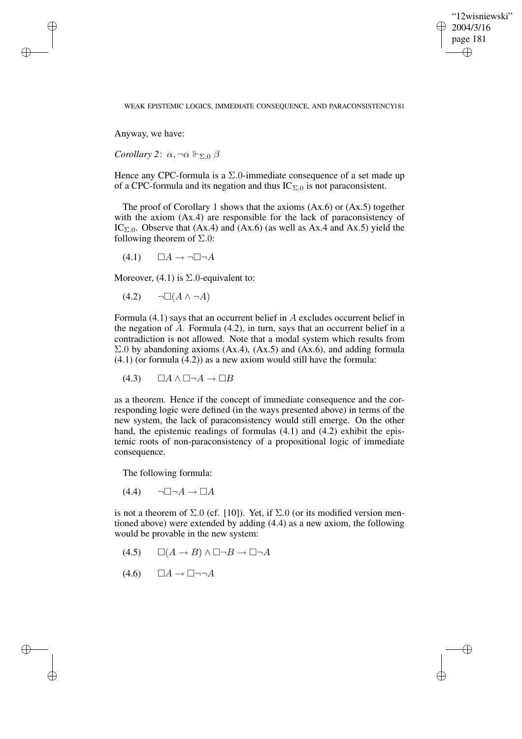Anyway, we have:

*Corollary 2*: $\alpha, \neg\alpha \Vdash_{\Sigma.0} \beta$

Hence any CPC-formula is a $\Sigma.0$-immediate consequence of a set made up of a CPC-formula and its negation and thus $\text{IC}_{\Sigma.0}$ is not paraconsistent.

The proof of Corollary 1 shows that the axioms (Ax.6) or (Ax.5) together with the axiom (Ax.4) are responsible for the lack of paraconsistency of $\text{IC}_{\Sigma.0}$. Observe that (Ax.4) and (Ax.6) (as well as Ax.4 and Ax.5) yield the following theorem of $\Sigma.0$:

(4.1) $\quad \Box A \rightarrow \neg\Box\neg A$

Moreover, (4.1) is $\Sigma.0$-equivalent to:

(4.2) $\quad \neg\Box(A \wedge \neg A)$

Formula (4.1) says that an occurrent belief in $A$ excludes occurrent belief in the negation of $A$. Formula (4.2), in turn, says that an occurrent belief in a contradiction is not allowed. Note that a modal system which results from $\Sigma.0$ by abandoning axioms (Ax.4), (Ax.5) and (Ax.6), and adding formula (4.1) (or formula (4.2)) as a new axiom would still have the formula:

(4.3) $\quad \Box A \wedge \Box\neg A \rightarrow \Box B$

as a theorem. Hence if the concept of immediate consequence and the corresponding logic were defined (in the ways presented above) in terms of the new system, the lack of paraconsistency would still emerge. On the other hand, the epistemic readings of formulas (4.1) and (4.2) exhibit the epistemic roots of non-paraconsistency of a propositional logic of immediate consequence.

The following formula:

(4.4) $\quad \neg\Box\neg A \rightarrow \Box A$

is not a theorem of $\Sigma.0$ (cf. [10]). Yet, if $\Sigma.0$ (or its modified version mentioned above) were extended by adding (4.4) as a new axiom, the following would be provable in the new system:

(4.5) $\quad \Box(A \rightarrow B) \wedge \Box\neg B \rightarrow \Box\neg A$

(4.6) $\quad \Box A \rightarrow \Box\neg\neg A$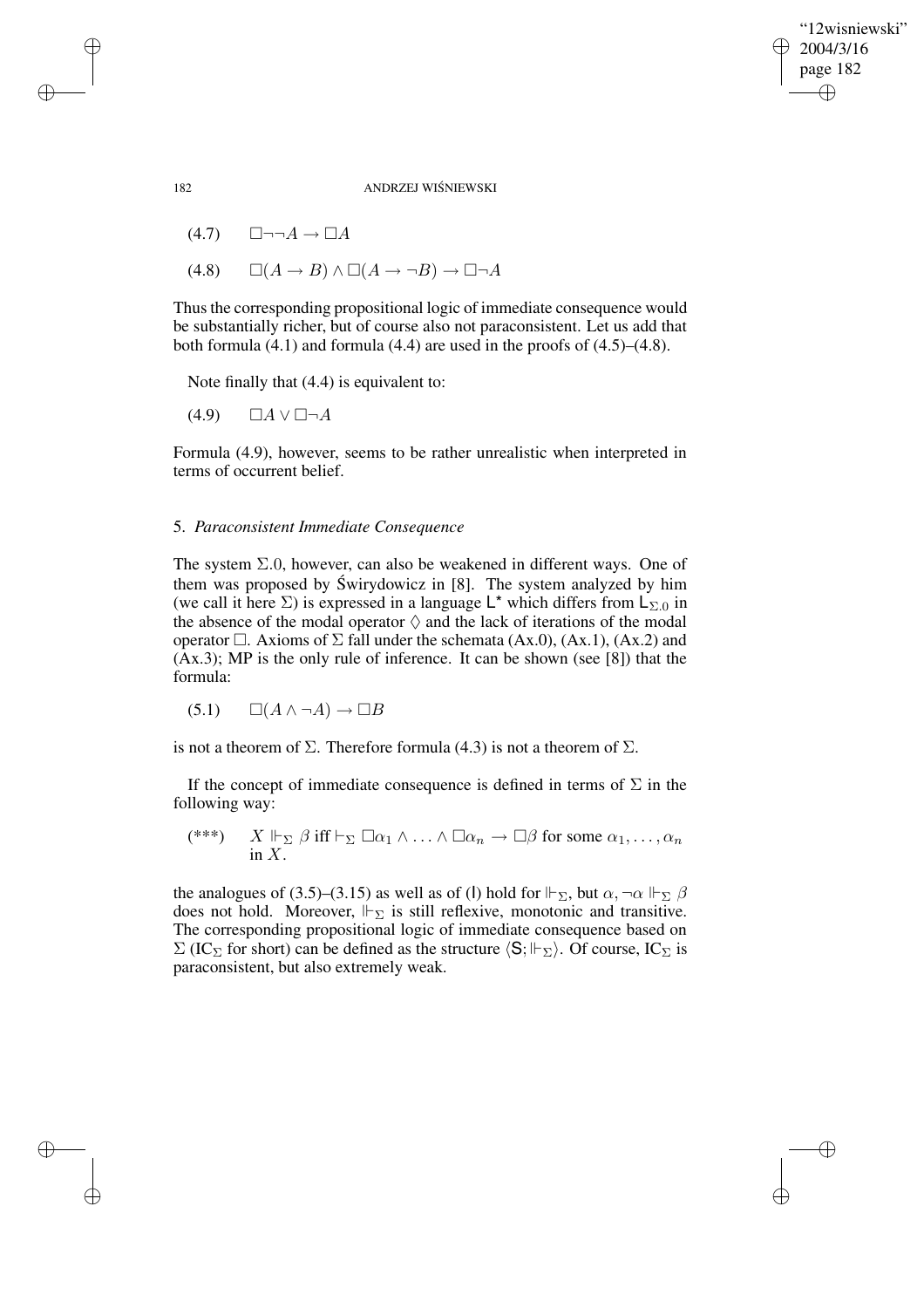(4.7) $\Box\neg\neg A \to \Box A$

(4.8) $\Box(A \to B) \land \Box(A \to \neg B) \to \Box\neg A$

Thus the corresponding propositional logic of immediate consequence would be substantially richer, but of course also not paraconsistent. Let us add that both formula (4.1) and formula (4.4) are used in the proofs of (4.5)–(4.8).

Note finally that (4.4) is equivalent to:

(4.9) $\Box A \lor \Box\neg A$

Formula (4.9), however, seems to be rather unrealistic when interpreted in terms of occurrent belief.

## 5. *Paraconsistent Immediate Consequence*

The system $\Sigma.0$, however, can also be weakened in different ways. One of them was proposed by Świrydowicz in [8]. The system analyzed by him (we call it here $\Sigma$) is expressed in a language $\mathsf{L}^\star$ which differs from $\mathsf{L}_{\Sigma.0}$ in the absence of the modal operator $\Diamond$ and the lack of iterations of the modal operator $\Box$. Axioms of $\Sigma$ fall under the schemata (Ax.0), (Ax.1), (Ax.2) and (Ax.3); MP is the only rule of inference. It can be shown (see [8]) that the formula:

(5.1) $\Box(A \land \neg A) \to \Box B$

is not a theorem of $\Sigma$. Therefore formula (4.3) is not a theorem of $\Sigma$.

If the concept of immediate consequence is defined in terms of $\Sigma$ in the following way:

(***) $X \Vdash_\Sigma \beta$ iff $\vdash_\Sigma \Box\alpha_1 \land \ldots \land \Box\alpha_n \to \Box\beta$ for some $\alpha_1, \ldots, \alpha_n$ in $X$.

the analogues of (3.5)–(3.15) as well as of (I) hold for $\Vdash_\Sigma$, but $\alpha, \neg\alpha \Vdash_\Sigma \beta$ does not hold. Moreover, $\Vdash_\Sigma$ is still reflexive, monotonic and transitive. The corresponding propositional logic of immediate consequence based on $\Sigma$ ($\text{IC}_\Sigma$ for short) can be defined as the structure $\langle \mathsf{S}; \Vdash_\Sigma \rangle$. Of course, $\text{IC}_\Sigma$ is paraconsistent, but also extremely weak.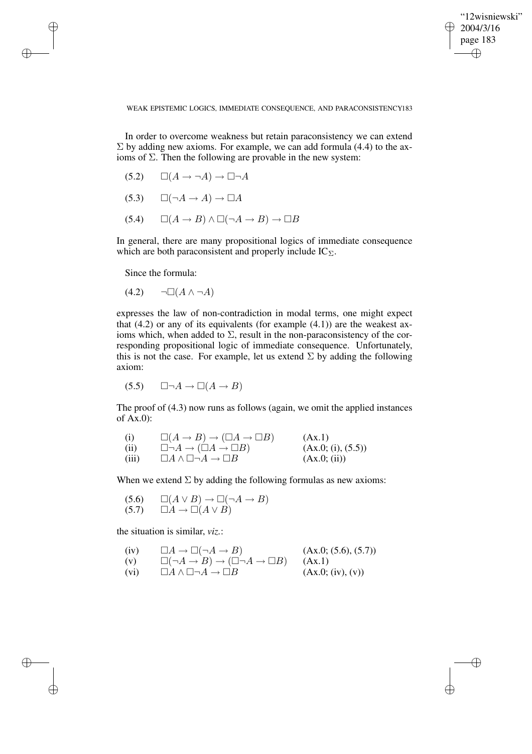In order to overcome weakness but retain paraconsistency we can extend $\Sigma$ by adding new axioms. For example, we can add formula (4.4) to the axioms of $\Sigma$. Then the following are provable in the new system:

(5.2) $\quad \Box(A \to \neg A) \to \Box\neg A$

(5.3) $\quad \Box(\neg A \to A) \to \Box A$

(5.4) $\quad \Box(A \to B) \wedge \Box(\neg A \to B) \to \Box B$

In general, there are many propositional logics of immediate consequence which are both paraconsistent and properly include $\mathrm{IC}_\Sigma$.

Since the formula:

(4.2) $\quad \neg\Box(A \wedge \neg A)$

expresses the law of non-contradiction in modal terms, one might expect that (4.2) or any of its equivalents (for example (4.1)) are the weakest axioms which, when added to $\Sigma$, result in the non-paraconsistency of the corresponding propositional logic of immediate consequence. Unfortunately, this is not the case. For example, let us extend $\Sigma$ by adding the following axiom:

(5.5) $\quad \Box\neg A \to \Box(A \to B)$

The proof of (4.3) now runs as follows (again, we omit the applied instances of Ax.0):

| | | |
|---|---|---|
| (i) | $\Box(A \to B) \to (\Box A \to \Box B)$ | (Ax.1) |
| (ii) | $\Box\neg A \to (\Box A \to \Box B)$ | (Ax.0; (i), (5.5)) |
| (iii) | $\Box A \wedge \Box\neg A \to \Box B$ | (Ax.0; (ii)) |

When we extend $\Sigma$ by adding the following formulas as new axioms:

(5.6) $\quad \Box(A \vee B) \to \Box(\neg A \to B)$
(5.7) $\quad \Box A \to \Box(A \vee B)$

the situation is similar, *viz.*:

| | | |
|---|---|---|
| (iv) | $\Box A \to \Box(\neg A \to B)$ | (Ax.0; (5.6), (5.7)) |
| (v) | $\Box(\neg A \to B) \to (\Box\neg A \to \Box B)$ | (Ax.1) |
| (vi) | $\Box A \wedge \Box\neg A \to \Box B$ | (Ax.0; (iv), (v)) |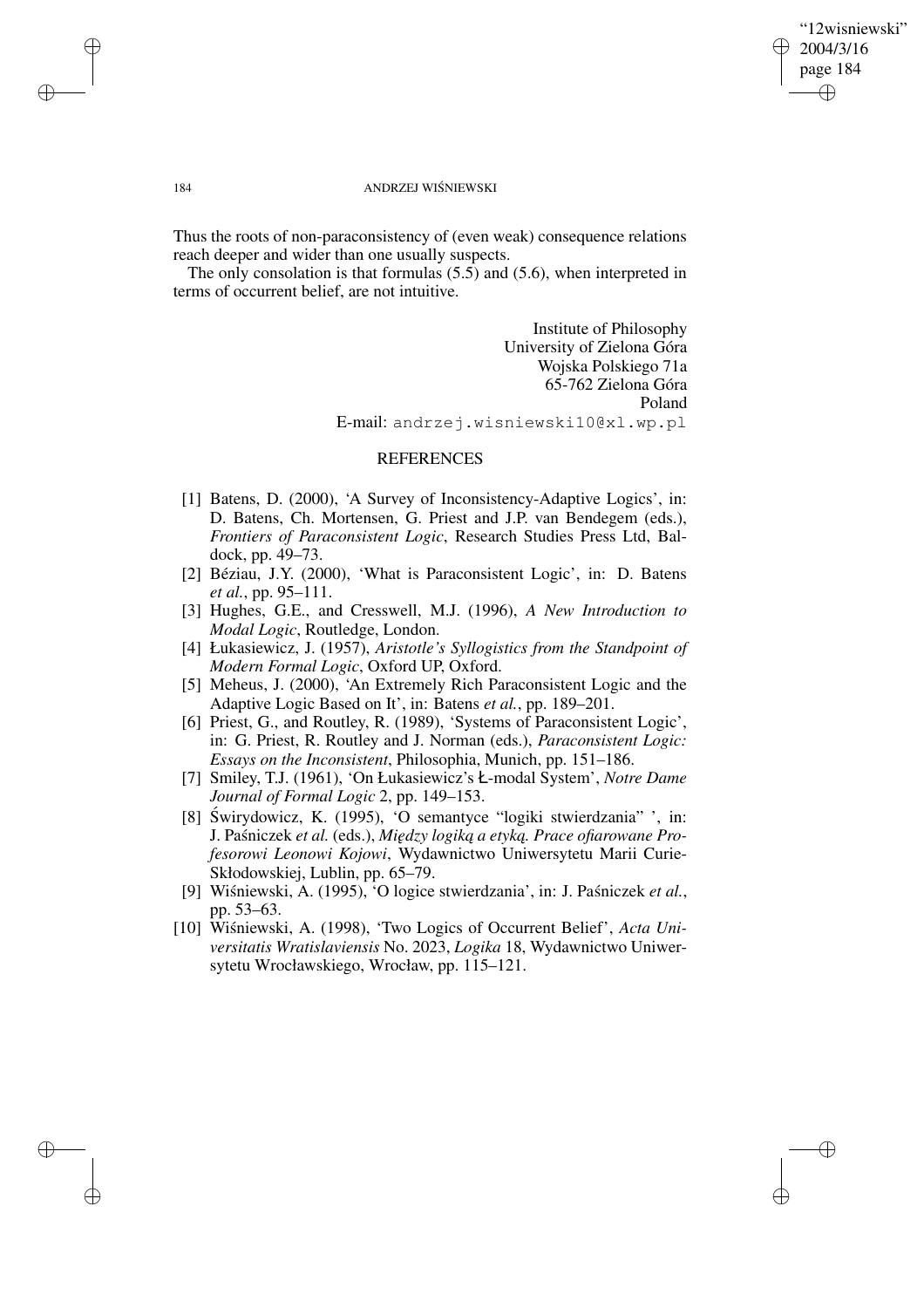Thus the roots of non-paraconsistency of (even weak) consequence relations reach deeper and wider than one usually suspects.

The only consolation is that formulas (5.5) and (5.6), when interpreted in terms of occurrent belief, are not intuitive.

Institute of Philosophy
University of Zielona Góra
Wojska Polskiego 71a
65-762 Zielona Góra
Poland
E-mail: andrzej.wisniewski10@xl.wp.pl

## REFERENCES

[1] Batens, D. (2000), 'A Survey of Inconsistency-Adaptive Logics', in: D. Batens, Ch. Mortensen, G. Priest and J.P. van Bendegem (eds.), *Frontiers of Paraconsistent Logic*, Research Studies Press Ltd, Baldock, pp. 49–73.

[2] Béziau, J.Y. (2000), 'What is Paraconsistent Logic', in: D. Batens *et al.*, pp. 95–111.

[3] Hughes, G.E., and Cresswell, M.J. (1996), *A New Introduction to Modal Logic*, Routledge, London.

[4] Łukasiewicz, J. (1957), *Aristotle's Syllogistics from the Standpoint of Modern Formal Logic*, Oxford UP, Oxford.

[5] Meheus, J. (2000), 'An Extremely Rich Paraconsistent Logic and the Adaptive Logic Based on It', in: Batens *et al.*, pp. 189–201.

[6] Priest, G., and Routley, R. (1989), 'Systems of Paraconsistent Logic', in: G. Priest, R. Routley and J. Norman (eds.), *Paraconsistent Logic: Essays on the Inconsistent*, Philosophia, Munich, pp. 151–186.

[7] Smiley, T.J. (1961), 'On Łukasiewicz's Ł-modal System', *Notre Dame Journal of Formal Logic* 2, pp. 149–153.

[8] Świrydowicz, K. (1995), 'O semantyce "logiki stwierdzania" ', in: J. Paśniczek *et al.* (eds.), *Między logiką a etyką. Prace ofiarowane Profesorowi Leonowi Kojowi*, Wydawnictwo Uniwersytetu Marii Curie-Skłodowskiej, Lublin, pp. 65–79.

[9] Wiśniewski, A. (1995), 'O logice stwierdzania', in: J. Paśniczek *et al.*, pp. 53–63.

[10] Wiśniewski, A. (1998), 'Two Logics of Occurrent Belief', *Acta Universitatis Wratislaviensis* No. 2023, *Logika* 18, Wydawnictwo Uniwersytetu Wrocławskiego, Wrocław, pp. 115–121.